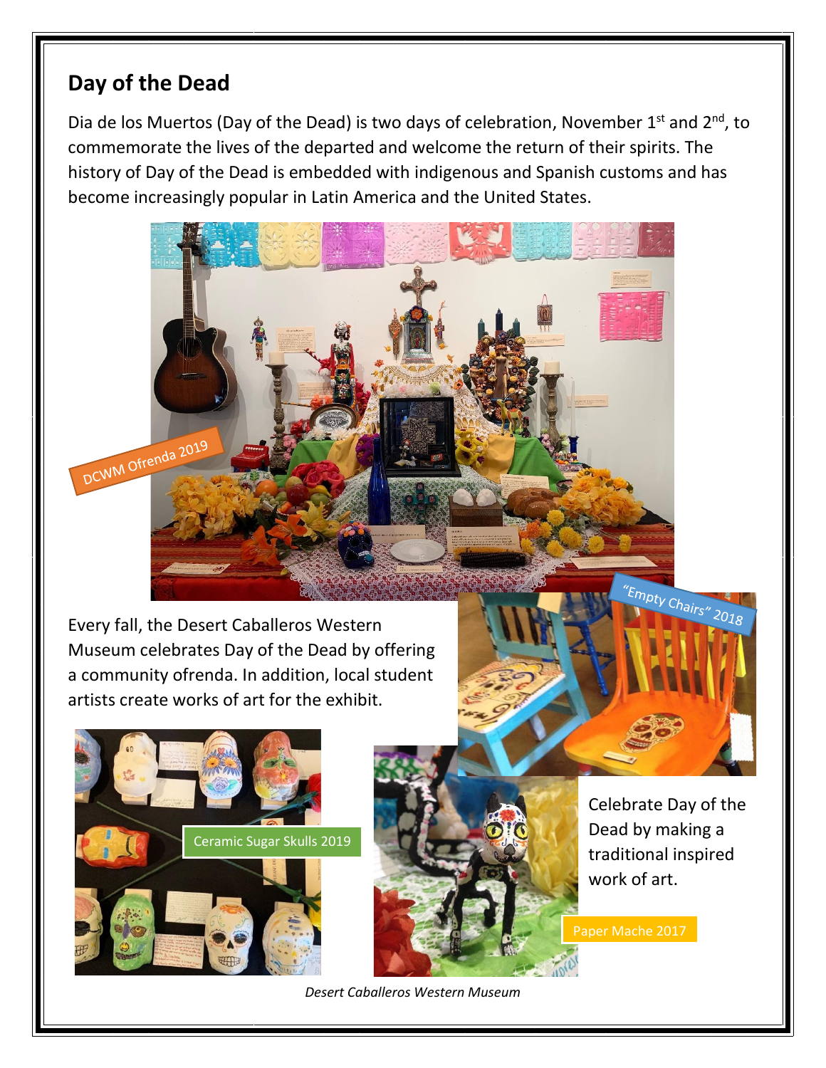## Day of the Dead

Dia de los Muertos (Day of the Dead) is two days of celebration, November 1st and 2nd, to commemorate the lives of the departed and welcome the return of their spirits. The history of Day of the Dead is embedded with indigenous and Spanish customs and has become increasingly popular in Latin America and the United States.

DCWM Ofrenda 2019

Every fall, the Desert Caballeros Western Museum celebrates Day of the Dead by offering a community ofrenda. In addition, local student artists create works of art for the exhibit.

"Empty Chairs" 2018

Ceramic Sugar Skulls 2019

Celebrate Day of the Dead by making a traditional inspired work of art.

Paper Mache 2017

*Desert Caballeros Western Museum*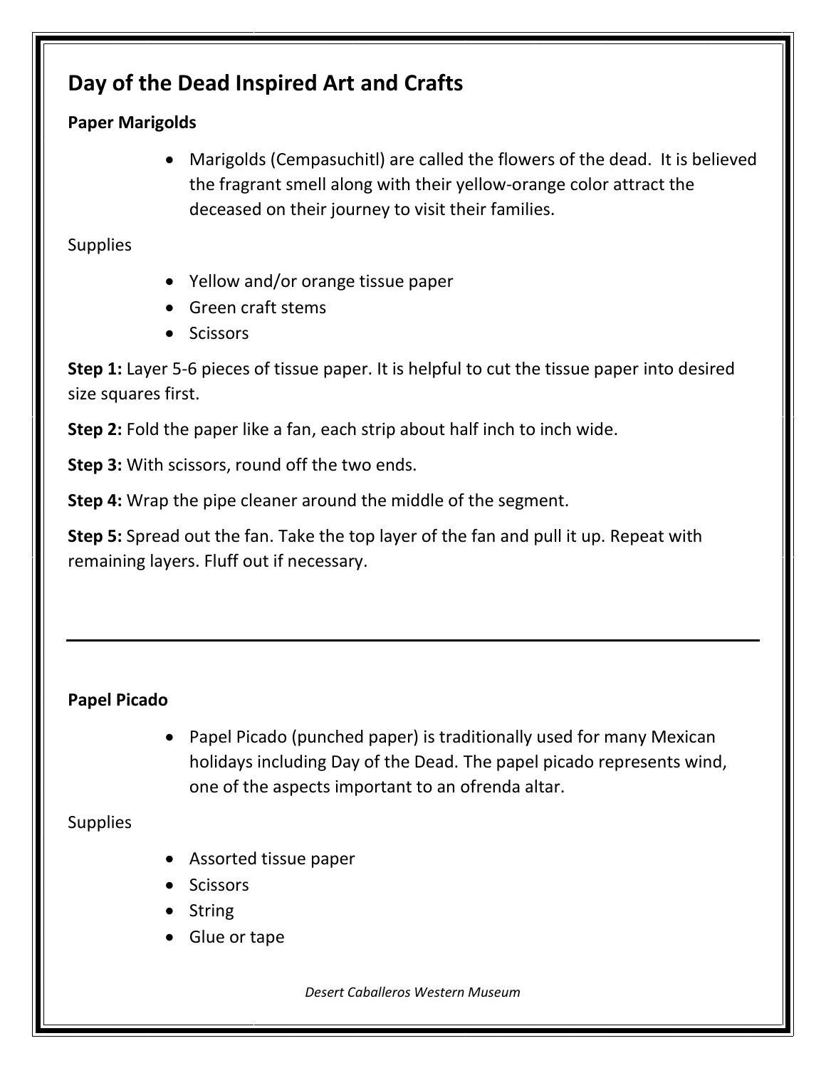## Day of the Dead Inspired Art and Crafts

### Paper Marigolds

- Marigolds (Cempasuchitl) are called the flowers of the dead. It is believed the fragrant smell along with their yellow-orange color attract the deceased on their journey to visit their families.

Supplies

- Yellow and/or orange tissue paper
- Green craft stems
- Scissors

**Step 1:** Layer 5-6 pieces of tissue paper. It is helpful to cut the tissue paper into desired size squares first.

**Step 2:** Fold the paper like a fan, each strip about half inch to inch wide.

**Step 3:** With scissors, round off the two ends.

**Step 4:** Wrap the pipe cleaner around the middle of the segment.

**Step 5:** Spread out the fan. Take the top layer of the fan and pull it up. Repeat with remaining layers. Fluff out if necessary.

---

### Papel Picado

- Papel Picado (punched paper) is traditionally used for many Mexican holidays including Day of the Dead. The papel picado represents wind, one of the aspects important to an ofrenda altar.

Supplies

- Assorted tissue paper
- Scissors
- String
- Glue or tape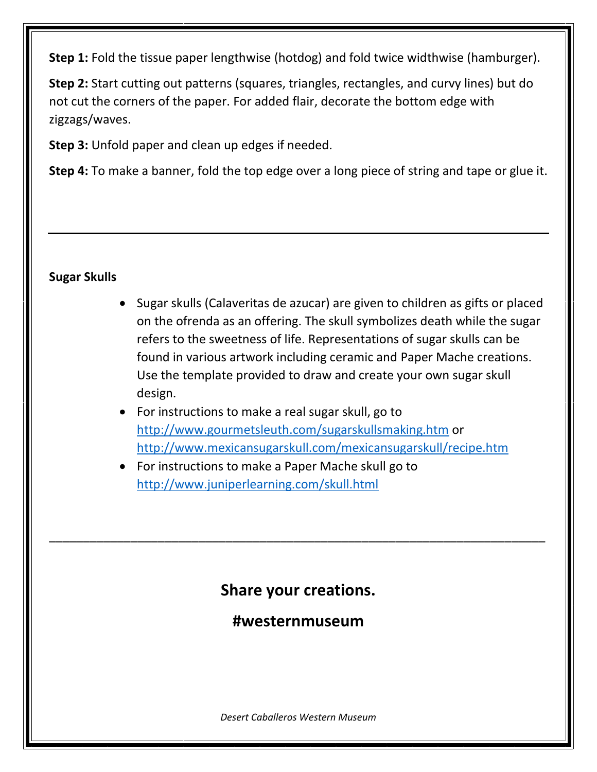**Step 1:** Fold the tissue paper lengthwise (hotdog) and fold twice widthwise (hamburger).

**Step 2:** Start cutting out patterns (squares, triangles, rectangles, and curvy lines) but do not cut the corners of the paper. For added flair, decorate the bottom edge with zigzags/waves.

**Step 3:** Unfold paper and clean up edges if needed.

**Step 4:** To make a banner, fold the top edge over a long piece of string and tape or glue it.

---

**Sugar Skulls**

- Sugar skulls (Calaveritas de azucar) are given to children as gifts or placed on the ofrenda as an offering. The skull symbolizes death while the sugar refers to the sweetness of life. Representations of sugar skulls can be found in various artwork including ceramic and Paper Mache creations. Use the template provided to draw and create your own sugar skull design.
- For instructions to make a real sugar skull, go to http://www.gourmetsleuth.com/sugarskullsmaking.htm or http://www.mexicansugarskull.com/mexicansugarskull/recipe.htm
- For instructions to make a Paper Mache skull go to http://www.juniperlearning.com/skull.html

---

**Share your creations.**

**#westernmuseum**

*Desert Caballeros Western Museum*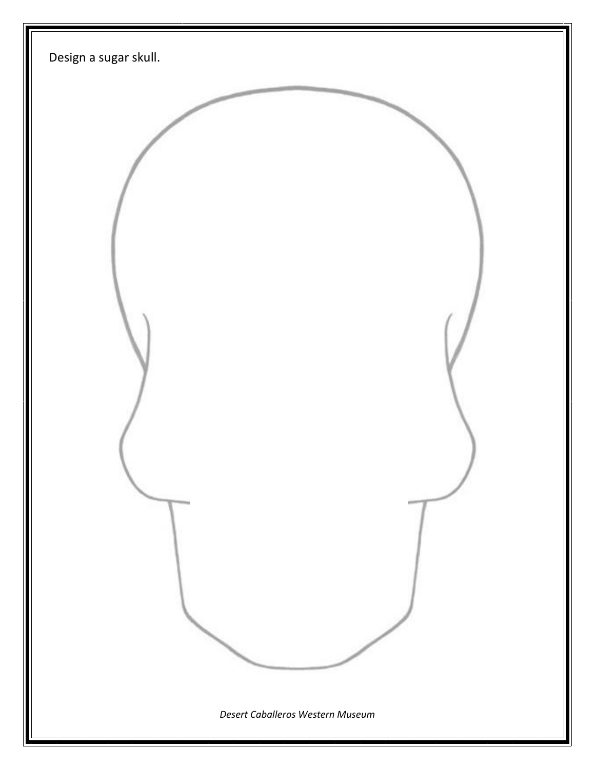Design a sugar skull.

*Desert Caballeros Western Museum*